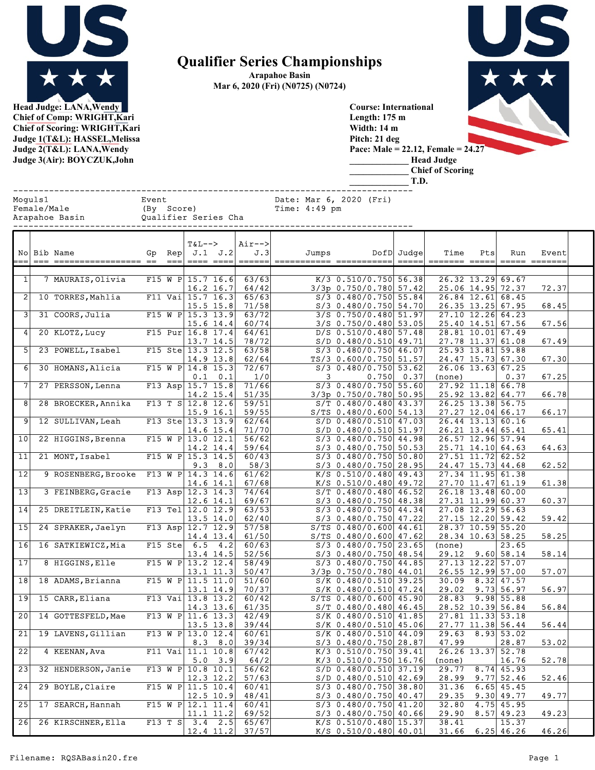# Qualifier Series Championships

**Arapahoe Basin**
**Mar 6, 2020 (Fri) (N0725) (N0724)**

**Head Judge: LANA,Wendy**
**Chief of Comp: WRIGHT,Kari**
**Chief of Scoring: WRIGHT,Kari**
**Judge 1(T&L): HASSEL,Melissa**
**Judge 2(T&L): LANA,Wendy**
**Judge 3(Air): BOYCZUK,John**

**Course: International**
**Length: 175 m**
**Width: 14 m**
**Pitch: 21 deg**
**Pace: Male = 22.12, Female = 24.27**

____________ **Head Judge**
____________ **Chief of Scoring**
____________ **T.D.**

```
Moguls1              Event               Date: Mar 6, 2020 (Fri)
Female/Male          (By  Score)         Time: 4:49 pm
Arapahoe Basin       Qualifier Series Cha
```

| No | Bib | Name | Gp | Rep | T&L--> J.1 | J.2 | Air--> J.3 | Jumps | DofD | Judge | Time | Pts | Run | Event |
|---|---|---|---|---|---|---|---|---|---|---|---|---|---|---|
| 1 | 7 | MAURAIS,Olivia | F15 | W P | 15.7 | 16.6 | 63/63 | K/3 | 0.510/0.750 | 56.38 | 26.32 | 13.29 | 69.67 | |
| | | | | | 16.2 | 16.7 | 64/42 | 3/3p | 0.750/0.780 | 57.42 | 25.06 | 14.95 | 72.37 | 72.37 |
| 2 | 10 | TORRES,Mahlia | F11 | Vai | 15.7 | 16.3 | 65/63 | S/3 | 0.480/0.750 | 55.84 | 26.84 | 12.61 | 68.45 | |
| | | | | | 15.5 | 15.8 | 71/58 | S/3 | 0.480/0.750 | 54.70 | 26.35 | 13.25 | 67.95 | 68.45 |
| 3 | 31 | COORS,Julia | F15 | W P | 15.3 | 13.9 | 63/72 | 3/S | 0.750/0.480 | 51.97 | 27.10 | 12.26 | 64.23 | |
| | | | | | 15.6 | 14.4 | 60/74 | 3/S | 0.750/0.480 | 53.05 | 25.40 | 14.51 | 67.56 | 67.56 |
| 4 | 20 | KLOTZ,Lucy | F15 | Pur | 16.8 | 17.4 | 64/61 | D/S | 0.510/0.480 | 57.48 | 28.81 | 10.01 | 67.49 | |
| | | | | | 13.7 | 14.5 | 78/72 | S/D | 0.480/0.510 | 49.71 | 27.78 | 11.37 | 61.08 | 67.49 |
| 5 | 23 | POWELL,Isabel | F15 | Ste | 13.3 | 12.5 | 63/58 | S/3 | 0.480/0.750 | 46.07 | 25.93 | 13.81 | 59.88 | |
| | | | | | 14.9 | 13.8 | 62/64 | TS/3 | 0.600/0.750 | 51.57 | 24.47 | 15.73 | 67.30 | 67.30 |
| 6 | 30 | HOMANS,Alicia | F15 | W P | 14.8 | 15.3 | 72/67 | S/3 | 0.480/0.750 | 53.62 | 26.06 | 13.63 | 67.25 | |
| | | | | | 0.1 | 0.1 | 1/0 | 3 | 0.750 | 0.37 | (none) | | 0.37 | 67.25 |
| 7 | 27 | PERSSON,Lenna | F13 | Asp | 15.7 | 15.8 | 71/66 | S/3 | 0.480/0.750 | 55.60 | 27.92 | 11.18 | 66.78 | |
| | | | | | 14.2 | 15.4 | 51/35 | 3/3p | 0.750/0.780 | 50.95 | 25.92 | 13.82 | 64.77 | 66.78 |
| 8 | 28 | BROECKER,Annika | F13 | T S | 12.8 | 12.6 | 59/51 | S/T | 0.480/0.480 | 43.37 | 26.25 | 13.38 | 56.75 | |
| | | | | | 15.9 | 16.1 | 59/55 | S/TS | 0.480/0.600 | 54.13 | 27.27 | 12.04 | 66.17 | 66.17 |
| 9 | 12 | SULLIVAN,Leah | F13 | Ste | 13.3 | 13.9 | 62/64 | S/D | 0.480/0.510 | 47.03 | 26.44 | 13.13 | 60.16 | |
| | | | | | 14.6 | 15.4 | 71/70 | S/D | 0.480/0.510 | 51.97 | 26.21 | 13.44 | 65.41 | 65.41 |
| 10 | 22 | HIGGINS,Brenna | F15 | W P | 13.0 | 12.1 | 56/62 | S/3 | 0.480/0.750 | 44.98 | 26.57 | 12.96 | 57.94 | |
| | | | | | 14.2 | 14.4 | 59/64 | S/3 | 0.480/0.750 | 50.53 | 25.71 | 14.10 | 64.63 | 64.63 |
| 11 | 21 | MONT,Isabel | F15 | W P | 15.3 | 14.5 | 60/43 | S/3 | 0.480/0.750 | 50.80 | 27.51 | 11.72 | 62.52 | |
| | | | | | 9.3 | 8.0 | 58/3 | S/3 | 0.480/0.750 | 28.95 | 24.47 | 15.73 | 44.68 | 62.52 |
| 12 | 9 | ROSENBERG,Brooke | F13 | W P | 14.3 | 14.6 | 61/62 | K/S | 0.510/0.480 | 49.43 | 27.34 | 11.95 | 61.38 | |
| | | | | | 14.6 | 14.1 | 67/68 | K/S | 0.510/0.480 | 49.72 | 27.70 | 11.47 | 61.19 | 61.38 |
| 13 | 3 | FEINBERG,Gracie | F13 | Asp | 12.3 | 14.3 | 74/64 | S/T | 0.480/0.480 | 46.52 | 26.18 | 13.48 | 60.00 | |
| | | | | | 12.6 | 14.1 | 69/67 | S/3 | 0.480/0.750 | 48.38 | 27.31 | 11.99 | 60.37 | 60.37 |
| 14 | 25 | DREITLEIN,Katie | F13 | Tel | 12.0 | 12.9 | 63/53 | S/3 | 0.480/0.750 | 44.34 | 27.08 | 12.29 | 56.63 | |
| | | | | | 13.5 | 14.0 | 62/40 | S/3 | 0.480/0.750 | 47.22 | 27.15 | 12.20 | 59.42 | 59.42 |
| 15 | 24 | SPRAKER,Jaelyn | F13 | Asp | 12.7 | 12.9 | 57/58 | S/TS | 0.480/0.600 | 44.61 | 28.37 | 10.59 | 55.20 | |
| | | | | | 14.4 | 13.4 | 61/50 | S/TS | 0.480/0.600 | 47.62 | 28.34 | 10.63 | 58.25 | 58.25 |
| 16 | 16 | SATKIEWICZ,Mia | F15 | Ste | 6.5 | 4.2 | 60/63 | S/3 | 0.480/0.750 | 23.65 | (none) | | 23.65 | |
| | | | | | 13.4 | 14.5 | 52/56 | S/3 | 0.480/0.750 | 48.54 | 29.12 | 9.60 | 58.14 | 58.14 |
| 17 | 8 | HIGGINS,Elle | F15 | W P | 13.2 | 12.4 | 58/49 | S/3 | 0.480/0.750 | 44.85 | 27.13 | 12.22 | 57.07 | |
| | | | | | 13.1 | 11.3 | 50/47 | 3/3p | 0.750/0.780 | 44.01 | 26.55 | 12.99 | 57.00 | 57.07 |
| 18 | 18 | ADAMS,Brianna | F15 | W P | 11.5 | 11.0 | 51/60 | S/K | 0.480/0.510 | 39.25 | 30.09 | 8.32 | 47.57 | |
| | | | | | 13.1 | 14.9 | 70/37 | S/K | 0.480/0.510 | 47.24 | 29.02 | 9.73 | 56.97 | 56.97 |
| 19 | 15 | CARR,Eliana | F13 | Vai | 13.8 | 13.2 | 60/42 | S/TS | 0.480/0.600 | 45.90 | 28.83 | 9.98 | 55.88 | |
| | | | | | 14.3 | 13.6 | 61/35 | S/T | 0.480/0.480 | 46.45 | 28.52 | 10.39 | 56.84 | 56.84 |
| 20 | 14 | GOTTESFELD,Mae | F13 | W P | 11.6 | 13.3 | 42/49 | S/K | 0.480/0.510 | 41.85 | 27.81 | 11.33 | 53.18 | |
| | | | | | 13.5 | 13.8 | 39/44 | S/K | 0.480/0.510 | 45.06 | 27.77 | 11.38 | 56.44 | 56.44 |
| 21 | 19 | LAVENS,Gillian | F13 | W P | 13.0 | 12.4 | 60/61 | S/K | 0.480/0.510 | 44.09 | 29.63 | 8.93 | 53.02 | |
| | | | | | 8.3 | 8.0 | 39/34 | S/3 | 0.480/0.750 | 28.87 | 47.99 | | 28.87 | 53.02 |
| 22 | 4 | KEENAN,Ava | F11 | Vai | 11.1 | 10.8 | 67/42 | K/3 | 0.510/0.750 | 39.41 | 26.26 | 13.37 | 52.78 | |
| | | | | | 5.0 | 3.9 | 64/2 | K/3 | 0.510/0.750 | 16.76 | (none) | | 16.76 | 52.78 |
| 23 | 32 | HENDERSON,Janie | F13 | W P | 10.8 | 10.1 | 56/62 | S/D | 0.480/0.510 | 37.19 | 29.77 | 8.74 | 45.93 | |
| | | | | | 12.3 | 12.2 | 57/63 | S/D | 0.480/0.510 | 42.69 | 28.99 | 9.77 | 52.46 | 52.46 |
| 24 | 29 | BOYLE,Claire | F15 | W P | 11.5 | 10.4 | 60/41 | S/3 | 0.480/0.750 | 38.80 | 31.36 | 6.65 | 45.45 | |
| | | | | | 12.5 | 10.9 | 48/41 | S/3 | 0.480/0.750 | 40.47 | 29.35 | 9.30 | 49.77 | 49.77 |
| 25 | 17 | SEARCH,Hannah | F15 | W P | 12.1 | 11.4 | 60/41 | S/3 | 0.480/0.750 | 41.20 | 32.80 | 4.75 | 45.95 | |
| | | | | | 11.1 | 11.2 | 69/52 | S/3 | 0.480/0.750 | 40.66 | 29.90 | 8.57 | 49.23 | 49.23 |
| 26 | 26 | KIRSCHNER,Ella | F13 | T S | 3.4 | 2.5 | 65/67 | K/S | 0.510/0.480 | 15.37 | 38.41 | | 15.37 | |
| | | | | | 12.4 | 11.2 | 37/57 | K/S | 0.510/0.480 | 40.01 | 31.66 | 6.25 | 46.26 | 46.26 |

Filename: RQSABasin20.fre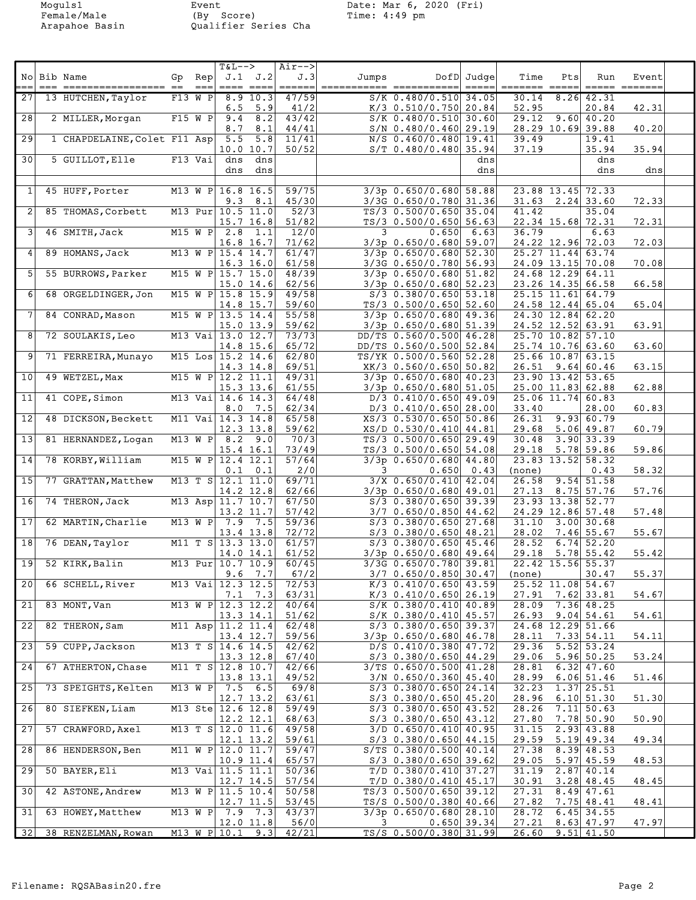Moguls1
Female/Male
Arapahoe Basin

Event
(By Score)
Qualifier Series Cha

Date: Mar 6, 2020 (Fri)
Time: 4:49 pm

| No | Bib | Name | Gp | Rep | T&L--> J.1 | J.2 | Air--> J.3 | Jumps | DofD | Judge | Time | Pts | Run | Event |
|---|---|---|---|---|---|---|---|---|---|---|---|---|---|---|
| 27 | 13 | HUTCHEN, Taylor | F13 | W P | 8.9 | 10.3 | 47/59 | S/K | 0.480/0.510 | 34.05 | 30.14 | 8.26 | 42.31 | |
| | | | | | 6.5 | 5.9 | 41/2 | K/3 | 0.510/0.750 | 20.84 | 52.95 | | 20.84 | 42.31 |
| 28 | 2 | MILLER, Morgan | F15 | W P | 9.4 | 8.2 | 43/42 | S/K | 0.480/0.510 | 30.60 | 29.12 | 9.60 | 40.20 | |
| | | | | | 8.7 | 8.1 | 44/41 | S/N | 0.480/0.460 | 29.19 | 28.29 | 10.69 | 39.88 | 40.20 |
| 29 | 1 | CHAPDELAINE, Colet | F11 | Asp | 5.5 | 5.8 | 11/41 | N/S | 0.460/0.480 | 19.41 | 39.49 | | 19.41 | |
| | | | | | 10.0 | 10.7 | 50/52 | S/T | 0.480/0.480 | 35.94 | 37.19 | | 35.94 | 35.94 |
| 30 | 5 | GUILLOT, Elle | F13 | Vai | dns | dns | | | | dns | | | dns | |
| | | | | | dns | dns | | | | dns | | | dns | dns |
| | | | | | | | | | | | | | | |
| 1 | 45 | HUFF, Porter | M13 | W P | 16.8 | 16.5 | 59/75 | 3/3p | 0.650/0.680 | 58.88 | 23.88 | 13.45 | 72.33 | |
| | | | | | 9.3 | 8.1 | 45/30 | 3/3G | 0.650/0.780 | 31.36 | 31.63 | 2.24 | 33.60 | 72.33 |
| 2 | 85 | THOMAS, Corbett | M13 | Pur | 10.5 | 11.0 | 52/3 | TS/3 | 0.500/0.650 | 35.04 | 41.42 | | 35.04 | |
| | | | | | 15.7 | 16.8 | 51/82 | TS/3 | 0.500/0.650 | 56.63 | 22.34 | 15.68 | 72.31 | 72.31 |
| 3 | 46 | SMITH, Jack | M15 | W P | 2.8 | 1.1 | 12/0 | 3 | 0.650 | 6.63 | 36.79 | | 6.63 | |
| | | | | | 16.8 | 16.7 | 71/62 | 3/3p | 0.650/0.680 | 59.07 | 24.22 | 12.96 | 72.03 | 72.03 |
| 4 | 89 | HOMANS, Jack | M13 | W P | 15.4 | 14.7 | 61/47 | 3/3p | 0.650/0.680 | 52.30 | 25.27 | 11.44 | 63.74 | |
| | | | | | 16.3 | 16.0 | 61/58 | 3/3G | 0.650/0.780 | 56.93 | 24.09 | 13.15 | 70.08 | 70.08 |
| 5 | 55 | BURROWS, Parker | M15 | W P | 15.7 | 15.0 | 48/39 | 3/3p | 0.650/0.680 | 51.82 | 24.68 | 12.29 | 64.11 | |
| | | | | | 15.0 | 14.6 | 62/56 | 3/3p | 0.650/0.680 | 52.23 | 23.26 | 14.35 | 66.58 | 66.58 |
| 6 | 68 | ORGELDINGER, Jon | M15 | W P | 15.8 | 15.9 | 49/58 | S/3 | 0.380/0.650 | 53.18 | 25.15 | 11.61 | 64.79 | |
| | | | | | 14.8 | 15.7 | 59/60 | TS/3 | 0.500/0.650 | 52.60 | 24.58 | 12.44 | 65.04 | 65.04 |
| 7 | 84 | CONRAD, Mason | M15 | W P | 13.5 | 14.4 | 55/58 | 3/3p | 0.650/0.680 | 49.36 | 24.30 | 12.84 | 62.20 | |
| | | | | | 15.0 | 13.9 | 59/62 | 3/3p | 0.650/0.680 | 51.39 | 24.52 | 12.52 | 63.91 | 63.91 |
| 8 | 72 | SOULAKIS, Leo | M13 | Vai | 13.0 | 12.7 | 73/73 | DD/TS | 0.560/0.500 | 46.28 | 25.70 | 10.82 | 57.10 | |
| | | | | | 14.8 | 15.6 | 65/72 | DD/TS | 0.560/0.500 | 52.84 | 25.74 | 10.76 | 63.60 | 63.60 |
| 9 | 71 | FERREIRA, Munayo | M15 | Los | 15.2 | 14.6 | 62/80 | TS/YK | 0.500/0.560 | 52.28 | 25.66 | 10.87 | 63.15 | |
| | | | | | 14.3 | 14.8 | 69/51 | XK/3 | 0.560/0.650 | 50.82 | 26.51 | 9.64 | 60.46 | 63.15 |
| 10 | 49 | WETZEL, Max | M15 | W P | 12.2 | 11.1 | 49/31 | 3/3p | 0.650/0.680 | 40.23 | 23.90 | 13.42 | 53.65 | |
| | | | | | 15.3 | 13.6 | 61/55 | 3/3p | 0.650/0.680 | 51.05 | 25.00 | 11.83 | 62.88 | 62.88 |
| 11 | 41 | COPE, Simon | M13 | Vai | 14.6 | 14.3 | 64/48 | D/3 | 0.410/0.650 | 49.09 | 25.06 | 11.74 | 60.83 | |
| | | | | | 8.0 | 7.5 | 62/34 | D/3 | 0.410/0.650 | 28.00 | 33.40 | | 28.00 | 60.83 |
| 12 | 48 | DICKSON, Beckett | M11 | Vai | 14.3 | 14.8 | 65/58 | XS/3 | 0.530/0.650 | 50.86 | 26.31 | 9.93 | 60.79 | |
| | | | | | 12.3 | 13.8 | 59/62 | XS/D | 0.530/0.410 | 44.81 | 29.68 | 5.06 | 49.87 | 60.79 |
| 13 | 81 | HERNANDEZ, Logan | M13 | W P | 8.2 | 9.0 | 70/3 | TS/3 | 0.500/0.650 | 29.49 | 30.48 | 3.90 | 33.39 | |
| | | | | | 15.4 | 16.1 | 73/49 | TS/3 | 0.500/0.650 | 54.08 | 29.18 | 5.78 | 59.86 | 59.86 |
| 14 | 78 | KORBY, William | M15 | W P | 12.4 | 12.1 | 57/64 | 3/3p | 0.650/0.680 | 44.80 | 23.83 | 13.52 | 58.32 | |
| | | | | | 0.1 | 0.1 | 2/0 | 3 | 0.650 | 0.43 | (none) | | 0.43 | 58.32 |
| 15 | 77 | GRATTAN, Matthew | M13 | T S | 12.1 | 11.0 | 69/71 | 3/X | 0.650/0.410 | 42.04 | 26.58 | 9.54 | 51.58 | |
| | | | | | 14.2 | 12.8 | 62/66 | 3/3p | 0.650/0.680 | 49.01 | 27.13 | 8.75 | 57.76 | 57.76 |
| 16 | 74 | THERON, Jack | M13 | Asp | 11.7 | 10.7 | 67/50 | S/3 | 0.380/0.650 | 39.39 | 23.93 | 13.38 | 52.77 | |
| | | | | | 13.2 | 11.7 | 57/42 | 3/7 | 0.650/0.850 | 44.62 | 24.29 | 12.86 | 57.48 | 57.48 |
| 17 | 62 | MARTIN, Charlie | M13 | W P | 7.9 | 7.5 | 59/36 | S/3 | 0.380/0.650 | 27.68 | 31.10 | 3.00 | 30.68 | |
| | | | | | 13.4 | 13.8 | 72/72 | S/3 | 0.380/0.650 | 48.21 | 28.02 | 7.46 | 55.67 | 55.67 |
| 18 | 76 | DEAN, Taylor | M11 | T S | 13.3 | 13.0 | 61/57 | S/3 | 0.380/0.650 | 45.46 | 28.52 | 6.74 | 52.20 | |
| | | | | | 14.0 | 14.1 | 61/52 | 3/3p | 0.650/0.680 | 49.64 | 29.18 | 5.78 | 55.42 | 55.42 |
| 19 | 52 | KIRK, Balin | M13 | Pur | 10.7 | 10.9 | 60/45 | 3/3G | 0.650/0.780 | 39.81 | 22.42 | 15.56 | 55.37 | |
| | | | | | 9.6 | 7.7 | 67/2 | 3/7 | 0.650/0.850 | 30.47 | (none) | | 30.47 | 55.37 |
| 20 | 66 | SCHELL, River | M13 | Vai | 12.3 | 12.5 | 72/53 | K/3 | 0.410/0.650 | 43.59 | 25.52 | 11.08 | 54.67 | |
| | | | | | 7.1 | 7.3 | 63/31 | K/3 | 0.410/0.650 | 26.19 | 27.91 | 7.62 | 33.81 | 54.67 |
| 21 | 83 | MONT, Van | M13 | W P | 12.3 | 12.2 | 40/64 | S/K | 0.380/0.410 | 40.89 | 28.09 | 7.36 | 48.25 | |
| | | | | | 13.3 | 14.1 | 51/62 | S/K | 0.380/0.410 | 45.57 | 26.93 | 9.04 | 54.61 | 54.61 |
| 22 | 82 | THERON, Sam | M11 | Asp | 11.2 | 11.4 | 62/48 | S/3 | 0.380/0.650 | 39.37 | 24.68 | 12.29 | 51.66 | |
| | | | | | 13.4 | 12.7 | 59/56 | 3/3p | 0.650/0.680 | 46.78 | 28.11 | 7.33 | 54.11 | 54.11 |
| 23 | 59 | CUPP, Jackson | M13 | T S | 14.6 | 14.5 | 42/62 | D/S | 0.410/0.380 | 47.72 | 29.36 | 5.52 | 53.24 | |
| | | | | | 13.3 | 12.8 | 67/40 | S/3 | 0.380/0.650 | 44.29 | 29.06 | 5.96 | 50.25 | 53.24 |
| 24 | 67 | ATHERTON, Chase | M11 | T S | 12.8 | 10.7 | 42/66 | 3/TS | 0.650/0.500 | 41.28 | 28.81 | 6.32 | 47.60 | |
| | | | | | 13.8 | 13.1 | 49/52 | 3/N | 0.650/0.360 | 45.40 | 28.99 | 6.06 | 51.46 | 51.46 |
| 25 | 73 | SPEIGHTS, Kelten | M13 | W P | 7.5 | 6.5 | 69/8 | S/3 | 0.380/0.650 | 24.14 | 32.23 | 1.37 | 25.51 | |
| | | | | | 12.7 | 13.2 | 63/61 | S/3 | 0.380/0.650 | 45.20 | 28.96 | 6.10 | 51.30 | 51.30 |
| 26 | 80 | SIEFKEN, Liam | M13 | Ste | 12.6 | 12.8 | 59/49 | S/3 | 0.380/0.650 | 43.52 | 28.26 | 7.11 | 50.63 | |
| | | | | | 12.2 | 12.1 | 68/63 | S/3 | 0.380/0.650 | 43.12 | 27.80 | 7.78 | 50.90 | 50.90 |
| 27 | 57 | CRAWFORD, Axel | M13 | T S | 12.0 | 11.6 | 49/58 | 3/D | 0.650/0.410 | 40.95 | 31.15 | 2.93 | 43.88 | |
| | | | | | 12.1 | 13.2 | 59/61 | S/3 | 0.380/0.650 | 44.15 | 29.59 | 5.19 | 49.34 | 49.34 |
| 28 | 86 | HENDERSON, Ben | M11 | W P | 12.0 | 11.7 | 59/47 | S/TS | 0.380/0.500 | 40.14 | 27.38 | 8.39 | 48.53 | |
| | | | | | 10.9 | 11.4 | 65/57 | S/3 | 0.380/0.650 | 39.62 | 29.05 | 5.97 | 45.59 | 48.53 |
| 29 | 50 | BAYER, Eli | M13 | Vai | 11.5 | 11.1 | 50/36 | T/D | 0.380/0.410 | 37.27 | 31.19 | 2.87 | 40.14 | |
| | | | | | 12.7 | 14.5 | 57/54 | T/D | 0.380/0.410 | 45.17 | 30.91 | 3.28 | 48.45 | 48.45 |
| 30 | 42 | ASTONE, Andrew | M13 | W P | 11.5 | 10.4 | 50/58 | TS/3 | 0.500/0.650 | 39.12 | 27.31 | 8.49 | 47.61 | |
| | | | | | 12.7 | 11.5 | 53/45 | TS/S | 0.500/0.380 | 40.66 | 27.82 | 7.75 | 48.41 | 48.41 |
| 31 | 63 | HOWEY, Matthew | M13 | W P | 7.9 | 7.3 | 43/37 | 3/3p | 0.650/0.680 | 28.10 | 28.72 | 6.45 | 34.55 | |
| | | | | | 12.0 | 11.8 | 56/0 | 3 | 0.650 | 39.34 | 27.21 | 8.63 | 47.97 | 47.97 |
| 32 | 38 | RENZELMAN, Rowan | M13 | W P | 10.1 | 9.3 | 42/21 | TS/S | 0.500/0.380 | 31.99 | 26.60 | 9.51 | 41.50 | |

Filename: RQSABasin20.fre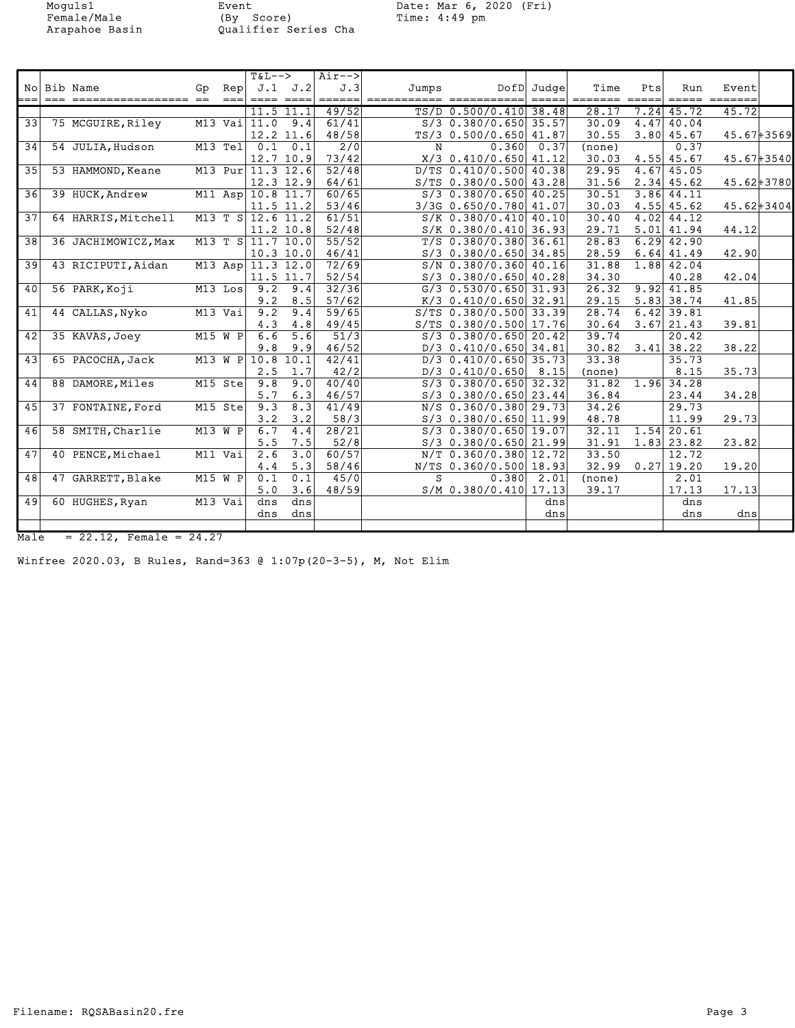Moguls1 Event Date: Mar 6, 2020 (Fri)
Female/Male (By Score) Time: 4:49 pm
Arapahoe Basin Qualifier Series Cha

| No | Bib | Name | Gp | Rep | T&L--> J.1 | J.2 | Air--> J.3 | Jumps | DofD | Judge | Time | Pts | Run | Event | |
|---|---|---|---|---|---|---|---|---|---|---|---|---|---|---|---|
| | | | | | 11.5 | 11.1 | 49/52 | TS/D | 0.500/0.410 | 38.48 | 28.17 | 7.24 | 45.72 | 45.72 | |
| 33 | 75 | MCGUIRE,Riley | M13 | Vai | 11.0 | 9.4 | 61/41 | S/3 | 0.380/0.650 | 35.57 | 30.09 | 4.47 | 40.04 | | |
| | | | | | 12.2 | 11.6 | 48/58 | TS/3 | 0.500/0.650 | 41.87 | 30.55 | 3.80 | 45.67 | 45.67 | +3569 |
| 34 | 54 | JULIA,Hudson | M13 | Tel | 0.1 | 0.1 | 2/0 | N | 0.360 | 0.37 | (none) | | 0.37 | | |
| | | | | | 12.7 | 10.9 | 73/42 | X/3 | 0.410/0.650 | 41.12 | 30.03 | 4.55 | 45.67 | 45.67 | +3540 |
| 35 | 53 | HAMMOND,Keane | M13 | Pur | 11.3 | 12.6 | 52/48 | D/TS | 0.410/0.500 | 40.38 | 29.95 | 4.67 | 45.05 | | |
| | | | | | 12.3 | 12.9 | 64/61 | S/TS | 0.380/0.500 | 43.28 | 31.56 | 2.34 | 45.62 | 45.62 | +3780 |
| 36 | 39 | HUCK,Andrew | M11 | Asp | 10.8 | 11.7 | 60/65 | S/3 | 0.380/0.650 | 40.25 | 30.51 | 3.86 | 44.11 | | |
| | | | | | 11.5 | 11.2 | 53/46 | 3/3G | 0.650/0.780 | 41.07 | 30.03 | 4.55 | 45.62 | 45.62 | +3404 |
| 37 | 64 | HARRIS,Mitchell | M13 | T S | 12.6 | 11.2 | 61/51 | S/K | 0.380/0.410 | 40.10 | 30.40 | 4.02 | 44.12 | | |
| | | | | | 11.2 | 10.8 | 52/48 | S/K | 0.380/0.410 | 36.93 | 29.71 | 5.01 | 41.94 | 44.12 | |
| 38 | 36 | JACHIMOWICZ,Max | M13 | T S | 11.7 | 10.0 | 55/52 | T/S | 0.380/0.380 | 36.61 | 28.83 | 6.29 | 42.90 | | |
| | | | | | 10.3 | 10.0 | 46/41 | S/3 | 0.380/0.650 | 34.85 | 28.59 | 6.64 | 41.49 | 42.90 | |
| 39 | 43 | RICIPUTI,Aidan | M13 | Asp | 11.3 | 12.0 | 72/69 | S/N | 0.380/0.360 | 40.16 | 31.88 | 1.88 | 42.04 | | |
| | | | | | 11.5 | 11.7 | 52/54 | S/3 | 0.380/0.650 | 40.28 | 34.30 | | 40.28 | 42.04 | |
| 40 | 56 | PARK,Koji | M13 | Los | 9.2 | 9.4 | 32/36 | G/3 | 0.530/0.650 | 31.93 | 26.32 | 9.92 | 41.85 | | |
| | | | | | 9.2 | 8.5 | 57/62 | K/3 | 0.410/0.650 | 32.91 | 29.15 | 5.83 | 38.74 | 41.85 | |
| 41 | 44 | CALLAS,Nyko | M13 | Vai | 9.2 | 9.4 | 59/65 | S/TS | 0.380/0.500 | 33.39 | 28.74 | 6.42 | 39.81 | | |
| | | | | | 4.3 | 4.8 | 49/45 | S/TS | 0.380/0.500 | 17.76 | 30.64 | 3.67 | 21.43 | 39.81 | |
| 42 | 35 | KAVAS,Joey | M15 | W P | 6.6 | 5.6 | 51/3 | S/3 | 0.380/0.650 | 20.42 | 39.74 | | 20.42 | | |
| | | | | | 9.8 | 9.9 | 46/52 | D/3 | 0.410/0.650 | 34.81 | 30.82 | 3.41 | 38.22 | 38.22 | |
| 43 | 65 | PACOCHA,Jack | M13 | W P | 10.8 | 10.1 | 42/41 | D/3 | 0.410/0.650 | 35.73 | 33.38 | | 35.73 | | |
| | | | | | 2.5 | 1.7 | 42/2 | D/3 | 0.410/0.650 | 8.15 | (none) | | 8.15 | 35.73 | |
| 44 | 88 | DAMORE,Miles | M15 | Ste | 9.8 | 9.0 | 40/40 | S/3 | 0.380/0.650 | 32.32 | 31.82 | 1.96 | 34.28 | | |
| | | | | | 5.7 | 6.3 | 46/57 | S/3 | 0.380/0.650 | 23.44 | 36.84 | | 23.44 | 34.28 | |
| 45 | 37 | FONTAINE,Ford | M15 | Ste | 9.3 | 8.3 | 41/49 | N/S | 0.360/0.380 | 29.73 | 34.26 | | 29.73 | | |
| | | | | | 3.2 | 3.2 | 58/3 | S/3 | 0.380/0.650 | 11.99 | 48.78 | | 11.99 | 29.73 | |
| 46 | 58 | SMITH,Charlie | M13 | W P | 6.7 | 4.4 | 28/21 | S/3 | 0.380/0.650 | 19.07 | 32.11 | 1.54 | 20.61 | | |
| | | | | | 5.5 | 7.5 | 52/8 | S/3 | 0.380/0.650 | 21.99 | 31.91 | 1.83 | 23.82 | 23.82 | |
| 47 | 40 | PENCE,Michael | M11 | Vai | 2.6 | 3.0 | 60/57 | N/T | 0.360/0.380 | 12.72 | 33.50 | | 12.72 | | |
| | | | | | 4.4 | 5.3 | 58/46 | N/TS | 0.360/0.500 | 18.93 | 32.99 | 0.27 | 19.20 | 19.20 | |
| 48 | 47 | GARRETT,Blake | M15 | W P | 0.1 | 0.1 | 45/0 | S | 0.380 | 2.01 | (none) | | 2.01 | | |
| | | | | | 5.0 | 3.6 | 48/59 | S/M | 0.380/0.410 | 17.13 | 39.17 | | 17.13 | 17.13 | |
| 49 | 60 | HUGHES,Ryan | M13 | Vai | dns | dns | | | | dns | | | dns | | |
| | | | | | dns | dns | | | | dns | | | dns | dns | |

Male = 22.12, Female = 24.27

Winfree 2020.03, B Rules, Rand=363 @ 1:07p(20-3-5), M, Not Elim

Filename: RQSABasin20.fre